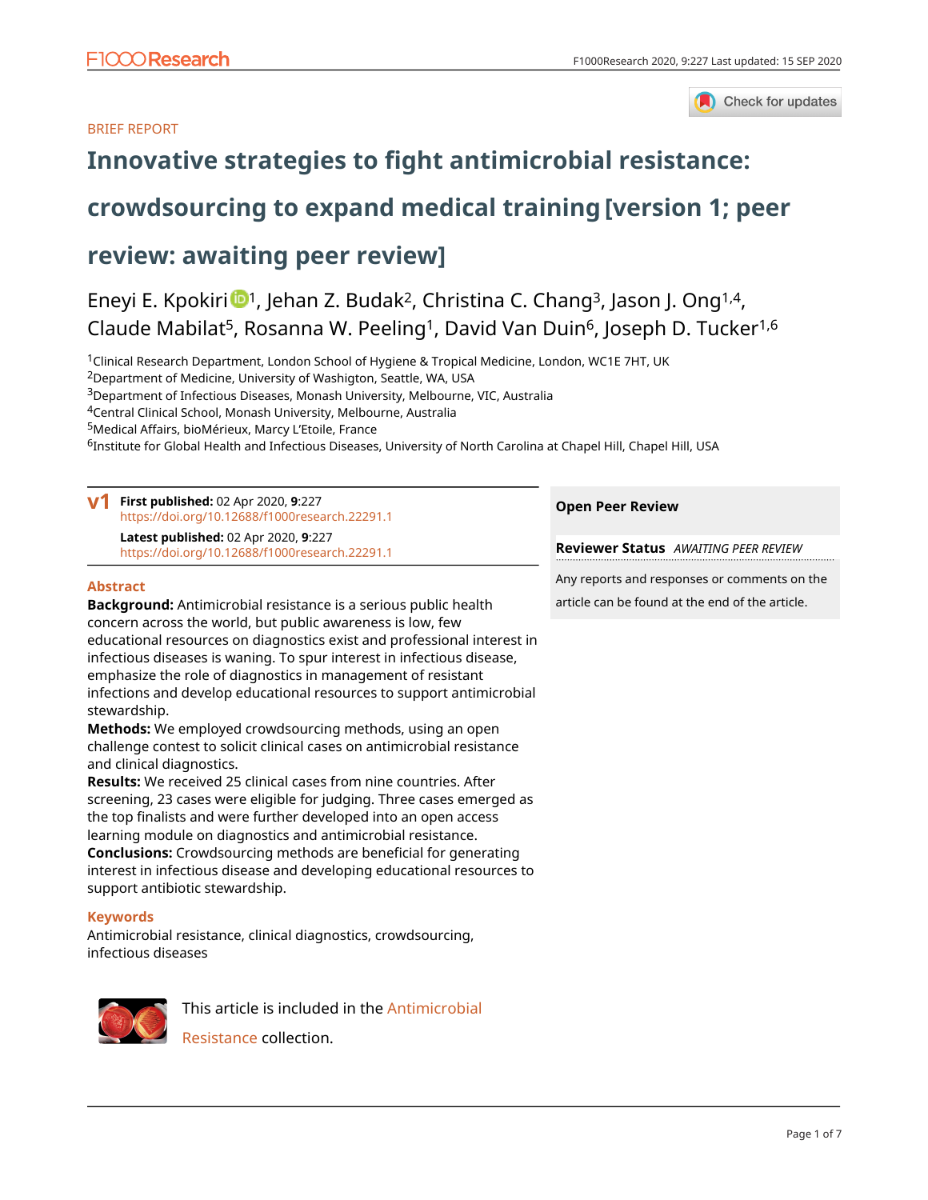BRIEF REPORT

# Innovative strategies to fight antimicrobial resistance: crowdsourcing to expand medical training [version 1; peer review: awaiting peer review]

Eneyi E. Kpokiri[1], Jehan Z. Budak[2], Christina C. Chang[3], Jason J. Ong[1,4], Claude Mabilat[5], Rosanna W. Peeling[1], David Van Duin[6], Joseph D. Tucker[1,6]

[1]Clinical Research Department, London School of Hygiene & Tropical Medicine, London, WC1E 7HT, UK
[2]Department of Medicine, University of Washigton, Seattle, WA, USA
[3]Department of Infectious Diseases, Monash University, Melbourne, VIC, Australia
[4]Central Clinical School, Monash University, Melbourne, Australia
[5]Medical Affairs, bioMérieux, Marcy L'Etoile, France
[6]Institute for Global Health and Infectious Diseases, University of North Carolina at Chapel Hill, Chapel Hill, USA

**v1** **First published:** 02 Apr 2020, **9**:227
https://doi.org/10.12688/f1000research.22291.1
**Latest published:** 02 Apr 2020, **9**:227
https://doi.org/10.12688/f1000research.22291.1

## Abstract

**Background:** Antimicrobial resistance is a serious public health concern across the world, but public awareness is low, few educational resources on diagnostics exist and professional interest in infectious diseases is waning. To spur interest in infectious disease, emphasize the role of diagnostics in management of resistant infections and develop educational resources to support antimicrobial stewardship.
**Methods:** We employed crowdsourcing methods, using an open challenge contest to solicit clinical cases on antimicrobial resistance and clinical diagnostics.
**Results:** We received 25 clinical cases from nine countries. After screening, 23 cases were eligible for judging. Three cases emerged as the top finalists and were further developed into an open access learning module on diagnostics and antimicrobial resistance.
**Conclusions:** Crowdsourcing methods are beneficial for generating interest in infectious disease and developing educational resources to support antibiotic stewardship.

## Keywords

Antimicrobial resistance, clinical diagnostics, crowdsourcing, infectious diseases

**Open Peer Review**

**Reviewer Status** *AWAITING PEER REVIEW*

Any reports and responses or comments on the article can be found at the end of the article.

This article is included in the Antimicrobial Resistance collection.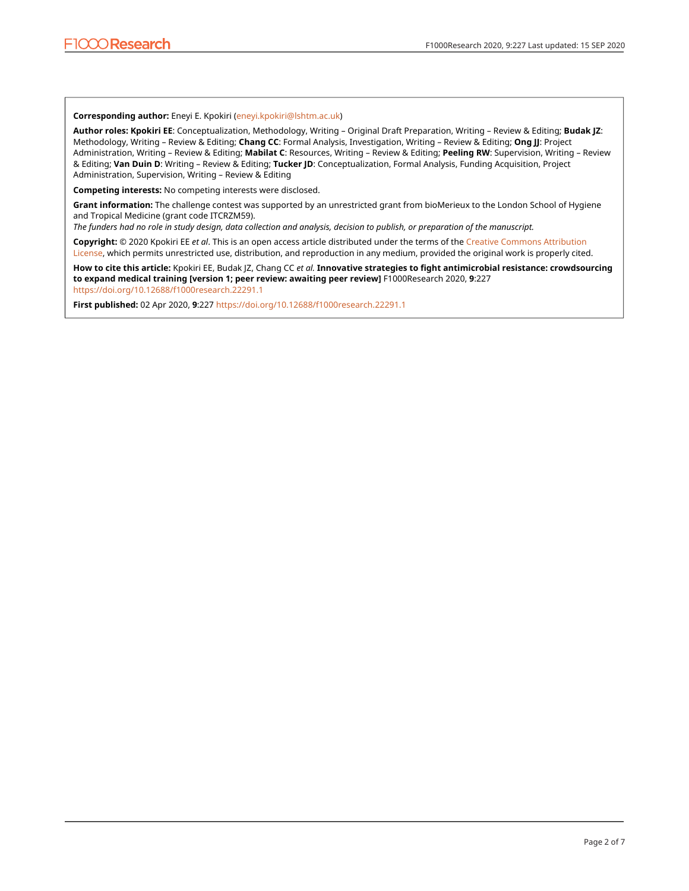**Corresponding author:** Eneyi E. Kpokiri (eneyi.kpokiri@lshtm.ac.uk)

**Author roles: Kpokiri EE**: Conceptualization, Methodology, Writing – Original Draft Preparation, Writing – Review & Editing; **Budak JZ**: Methodology, Writing – Review & Editing; **Chang CC**: Formal Analysis, Investigation, Writing – Review & Editing; **Ong JJ**: Project Administration, Writing – Review & Editing; **Mabilat C**: Resources, Writing – Review & Editing; **Peeling RW**: Supervision, Writing – Review & Editing; **Van Duin D**: Writing – Review & Editing; **Tucker JD**: Conceptualization, Formal Analysis, Funding Acquisition, Project Administration, Supervision, Writing – Review & Editing

**Competing interests:** No competing interests were disclosed.

**Grant information:** The challenge contest was supported by an unrestricted grant from bioMerieux to the London School of Hygiene and Tropical Medicine (grant code ITCRZM59).

*The funders had no role in study design, data collection and analysis, decision to publish, or preparation of the manuscript.*

**Copyright:** © 2020 Kpokiri EE *et al*. This is an open access article distributed under the terms of the Creative Commons Attribution License, which permits unrestricted use, distribution, and reproduction in any medium, provided the original work is properly cited.

**How to cite this article:** Kpokiri EE, Budak JZ, Chang CC *et al.* **Innovative strategies to fight antimicrobial resistance: crowdsourcing to expand medical training [version 1; peer review: awaiting peer review]** F1000Research 2020, **9**:227 https://doi.org/10.12688/f1000research.22291.1

**First published:** 02 Apr 2020, **9**:227 https://doi.org/10.12688/f1000research.22291.1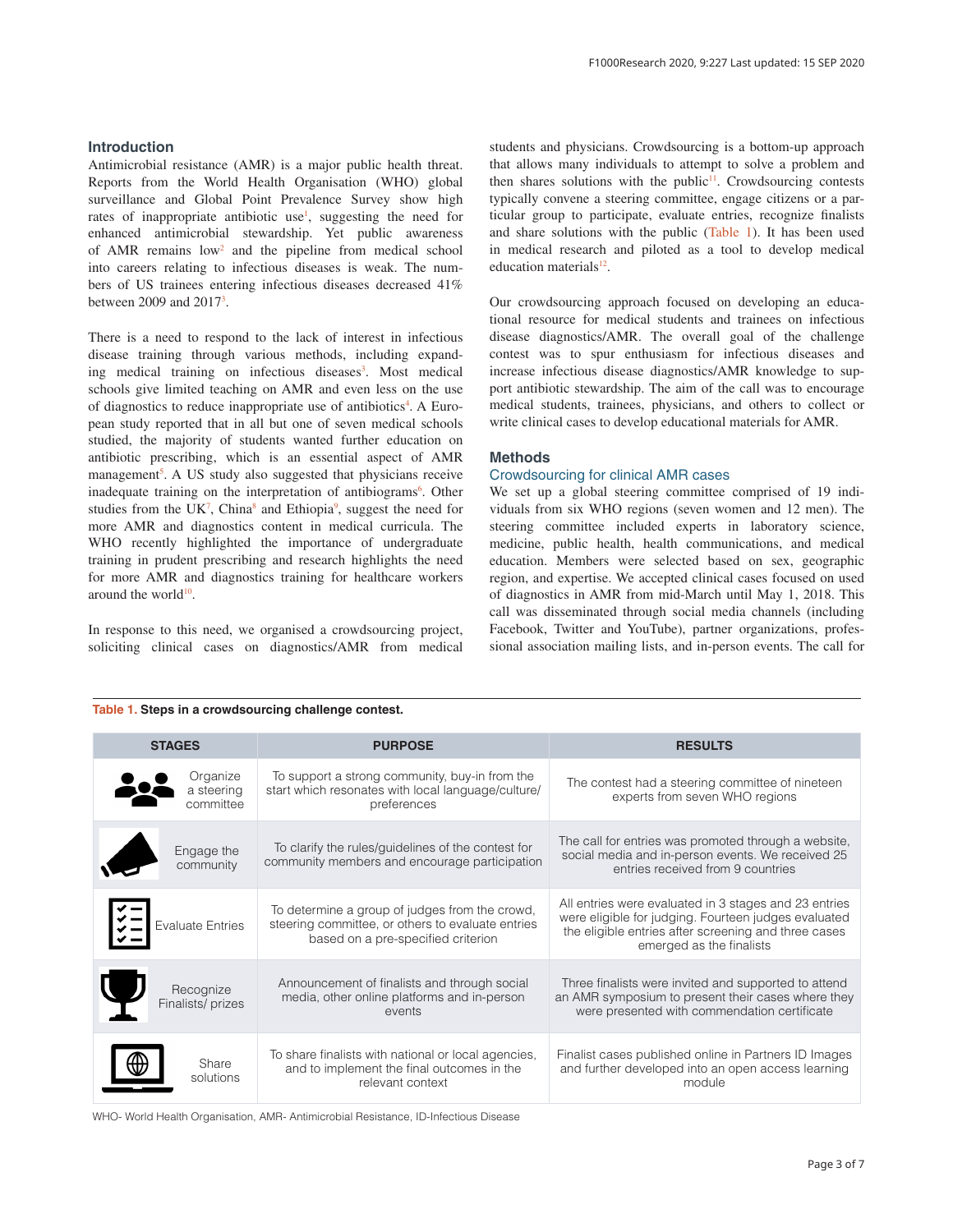## Introduction

Antimicrobial resistance (AMR) is a major public health threat. Reports from the World Health Organisation (WHO) global surveillance and Global Point Prevalence Survey show high rates of inappropriate antibiotic use[1], suggesting the need for enhanced antimicrobial stewardship. Yet public awareness of AMR remains low[2] and the pipeline from medical school into careers relating to infectious diseases is weak. The numbers of US trainees entering infectious diseases decreased 41% between 2009 and 2017[3].

There is a need to respond to the lack of interest in infectious disease training through various methods, including expanding medical training on infectious diseases[3]. Most medical schools give limited teaching on AMR and even less on the use of diagnostics to reduce inappropriate use of antibiotics[4]. A European study reported that in all but one of seven medical schools studied, the majority of students wanted further education on antibiotic prescribing, which is an essential aspect of AMR management[5]. A US study also suggested that physicians receive inadequate training on the interpretation of antibiograms[6]. Other studies from the UK[7], China[8] and Ethiopia[9], suggest the need for more AMR and diagnostics content in medical curricula. The WHO recently highlighted the importance of undergraduate training in prudent prescribing and research highlights the need for more AMR and diagnostics training for healthcare workers around the world[10].

In response to this need, we organised a crowdsourcing project, soliciting clinical cases on diagnostics/AMR from medical students and physicians. Crowdsourcing is a bottom-up approach that allows many individuals to attempt to solve a problem and then shares solutions with the public[11]. Crowdsourcing contests typically convene a steering committee, engage citizens or a particular group to participate, evaluate entries, recognize finalists and share solutions with the public (Table 1). It has been used in medical research and piloted as a tool to develop medical education materials[12].

Our crowdsourcing approach focused on developing an educational resource for medical students and trainees on infectious disease diagnostics/AMR. The overall goal of the challenge contest was to spur enthusiasm for infectious diseases and increase infectious disease diagnostics/AMR knowledge to support antibiotic stewardship. The aim of the call was to encourage medical students, trainees, physicians, and others to collect or write clinical cases to develop educational materials for AMR.

## Methods

### Crowdsourcing for clinical AMR cases

We set up a global steering committee comprised of 19 individuals from six WHO regions (seven women and 12 men). The steering committee included experts in laboratory science, medicine, public health, health communications, and medical education. Members were selected based on sex, geographic region, and expertise. We accepted clinical cases focused on used of diagnostics in AMR from mid-March until May 1, 2018. This call was disseminated through social media channels (including Facebook, Twitter and YouTube), partner organizations, professional association mailing lists, and in-person events. The call for

**Table 1. Steps in a crowdsourcing challenge contest.**

| STAGES | PURPOSE | RESULTS |
|---|---|---|
| Organize a steering committee | To support a strong community, buy-in from the start which resonates with local language/culture/ preferences | The contest had a steering committee of nineteen experts from seven WHO regions |
| Engage the community | To clarify the rules/guidelines of the contest for community members and encourage participation | The call for entries was promoted through a website, social media and in-person events. We received 25 entries received from 9 countries |
| Evaluate Entries | To determine a group of judges from the crowd, steering committee, or others to evaluate entries based on a pre-specified criterion | All entries were evaluated in 3 stages and 23 entries were eligible for judging. Fourteen judges evaluated the eligible entries after screening and three cases emerged as the finalists |
| Recognize Finalists/ prizes | Announcement of finalists and through social media, other online platforms and in-person events | Three finalists were invited and supported to attend an AMR symposium to present their cases where they were presented with commendation certificate |
| Share solutions | To share finalists with national or local agencies, and to implement the final outcomes in the relevant context | Finalist cases published online in Partners ID Images and further developed into an open access learning module |

WHO- World Health Organisation, AMR- Antimicrobial Resistance, ID-Infectious Disease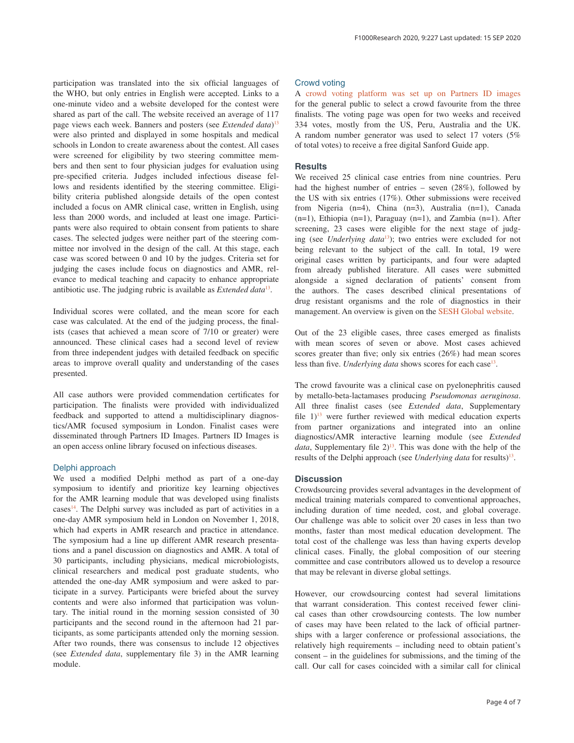participation was translated into the six official languages of the WHO, but only entries in English were accepted. Links to a one-minute video and a website developed for the contest were shared as part of the call. The website received an average of 117 page views each week. Banners and posters (see *Extended data*)[13] were also printed and displayed in some hospitals and medical schools in London to create awareness about the contest. All cases were screened for eligibility by two steering committee members and then sent to four physician judges for evaluation using pre-specified criteria. Judges included infectious disease fellows and residents identified by the steering committee. Eligibility criteria published alongside details of the open contest included a focus on AMR clinical case, written in English, using less than 2000 words, and included at least one image. Participants were also required to obtain consent from patients to share cases. The selected judges were neither part of the steering committee nor involved in the design of the call. At this stage, each case was scored between 0 and 10 by the judges. Criteria set for judging the cases include focus on diagnostics and AMR, relevance to medical teaching and capacity to enhance appropriate antibiotic use. The judging rubric is available as *Extended data*[13].

Individual scores were collated, and the mean score for each case was calculated. At the end of the judging process, the finalists (cases that achieved a mean score of 7/10 or greater) were announced. These clinical cases had a second level of review from three independent judges with detailed feedback on specific areas to improve overall quality and understanding of the cases presented.

All case authors were provided commendation certificates for participation. The finalists were provided with individualized feedback and supported to attend a multidisciplinary diagnostics/AMR focused symposium in London. Finalist cases were disseminated through Partners ID Images. Partners ID Images is an open access online library focused on infectious diseases.

### Delphi approach

We used a modified Delphi method as part of a one-day symposium to identify and prioritize key learning objectives for the AMR learning module that was developed using finalists cases[14]. The Delphi survey was included as part of activities in a one-day AMR symposium held in London on November 1, 2018, which had experts in AMR research and practice in attendance. The symposium had a line up different AMR research presentations and a panel discussion on diagnostics and AMR. A total of 30 participants, including physicians, medical microbiologists, clinical researchers and medical post graduate students, who attended the one-day AMR symposium and were asked to participate in a survey. Participants were briefed about the survey contents and were also informed that participation was voluntary. The initial round in the morning session consisted of 30 participants and the second round in the afternoon had 21 participants, as some participants attended only the morning session. After two rounds, there was consensus to include 12 objectives (see *Extended data*, supplementary file 3) in the AMR learning module.

### Crowd voting

A crowd voting platform was set up on Partners ID images for the general public to select a crowd favourite from the three finalists. The voting page was open for two weeks and received 334 votes, mostly from the US, Peru, Australia and the UK. A random number generator was used to select 17 voters (5% of total votes) to receive a free digital Sanford Guide app.

## Results

We received 25 clinical case entries from nine countries. Peru had the highest number of entries – seven (28%), followed by the US with six entries (17%). Other submissions were received from Nigeria (n=4), China (n=3), Australia (n=1), Canada (n=1), Ethiopia (n=1), Paraguay (n=1), and Zambia (n=1). After screening, 23 cases were eligible for the next stage of judging (see *Underlying data*[13]); two entries were excluded for not being relevant to the subject of the call. In total, 19 were original cases written by participants, and four were adapted from already published literature. All cases were submitted alongside a signed declaration of patients' consent from the authors. The cases described clinical presentations of drug resistant organisms and the role of diagnostics in their management. An overview is given on the SESH Global website.

Out of the 23 eligible cases, three cases emerged as finalists with mean scores of seven or above. Most cases achieved scores greater than five; only six entries (26%) had mean scores less than five. *Underlying data* shows scores for each case[13].

The crowd favourite was a clinical case on pyelonephritis caused by metallo-beta-lactamases producing *Pseudomonas aeruginosa*. All three finalist cases (see *Extended data*, Supplementary file 1)[13] were further reviewed with medical education experts from partner organizations and integrated into an online diagnostics/AMR interactive learning module (see *Extended data*, Supplementary file 2)[13]. This was done with the help of the results of the Delphi approach (see *Underlying data* for results)[13].

## Discussion

Crowdsourcing provides several advantages in the development of medical training materials compared to conventional approaches, including duration of time needed, cost, and global coverage. Our challenge was able to solicit over 20 cases in less than two months, faster than most medical education development. The total cost of the challenge was less than having experts develop clinical cases. Finally, the global composition of our steering committee and case contributors allowed us to develop a resource that may be relevant in diverse global settings.

However, our crowdsourcing contest had several limitations that warrant consideration. This contest received fewer clinical cases than other crowdsourcing contests. The low number of cases may have been related to the lack of official partnerships with a larger conference or professional associations, the relatively high requirements – including need to obtain patient's consent – in the guidelines for submissions, and the timing of the call. Our call for cases coincided with a similar call for clinical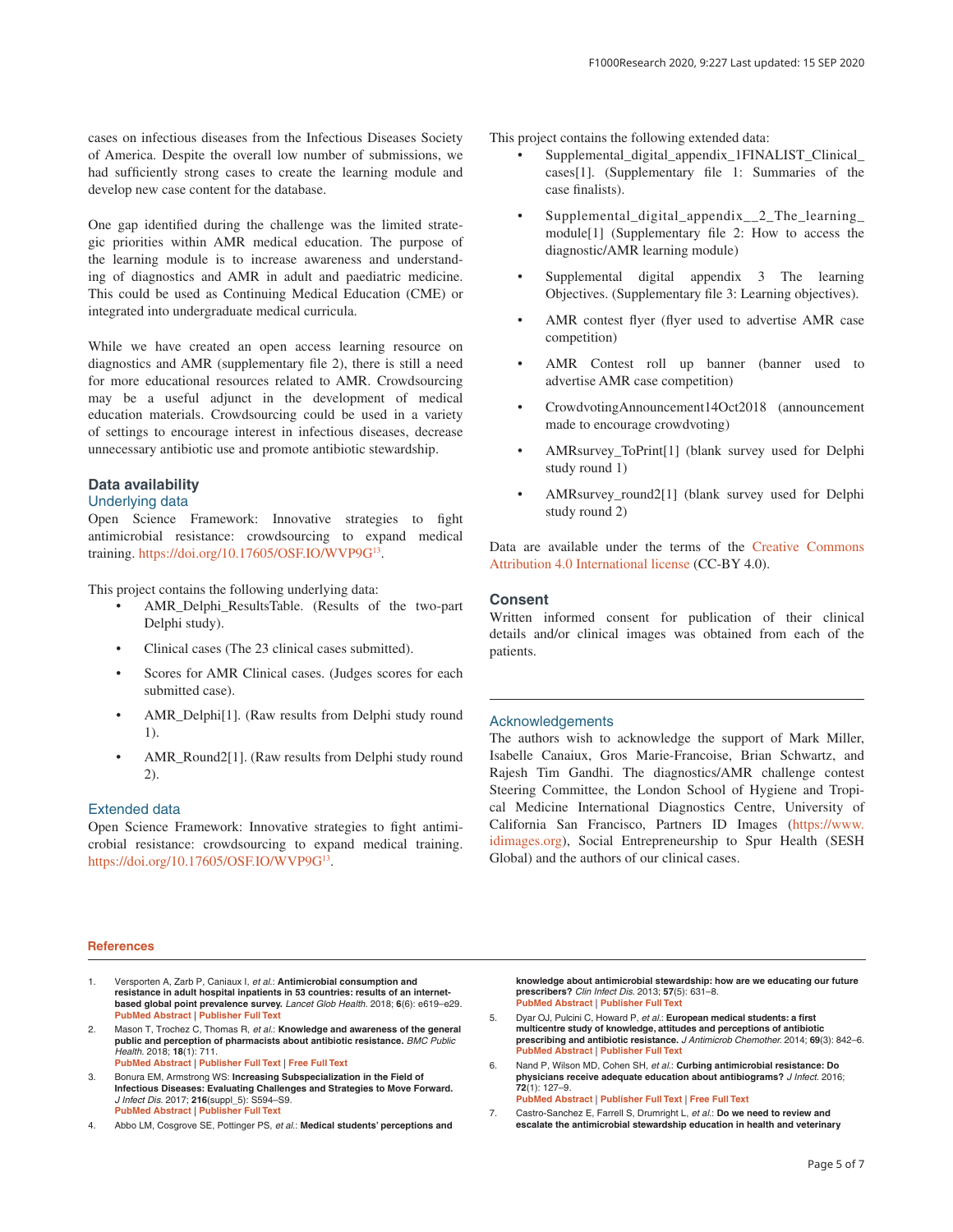cases on infectious diseases from the Infectious Diseases Society of America. Despite the overall low number of submissions, we had sufficiently strong cases to create the learning module and develop new case content for the database.

One gap identified during the challenge was the limited strategic priorities within AMR medical education. The purpose of the learning module is to increase awareness and understanding of diagnostics and AMR in adult and paediatric medicine. This could be used as Continuing Medical Education (CME) or integrated into undergraduate medical curricula.

While we have created an open access learning resource on diagnostics and AMR (supplementary file 2), there is still a need for more educational resources related to AMR. Crowdsourcing may be a useful adjunct in the development of medical education materials. Crowdsourcing could be used in a variety of settings to encourage interest in infectious diseases, decrease unnecessary antibiotic use and promote antibiotic stewardship.

## Data availability

### Underlying data

Open Science Framework: Innovative strategies to fight antimicrobial resistance: crowdsourcing to expand medical training. https://doi.org/10.17605/OSF.IO/WVP9G[13].

This project contains the following underlying data:

- AMR_Delphi_ResultsTable. (Results of the two-part Delphi study).
- Clinical cases (The 23 clinical cases submitted).
- Scores for AMR Clinical cases. (Judges scores for each submitted case).
- AMR_Delphi[1]. (Raw results from Delphi study round 1).
- AMR_Round2[1]. (Raw results from Delphi study round 2).

### Extended data

Open Science Framework: Innovative strategies to fight antimicrobial resistance: crowdsourcing to expand medical training. https://doi.org/10.17605/OSF.IO/WVP9G[13].

This project contains the following extended data:

- Supplemental_digital_appendix_1FINALIST_Clinical_cases[1]. (Supplementary file 1: Summaries of the case finalists).
- Supplemental_digital_appendix__2_The_learning_module[1] (Supplementary file 2: How to access the diagnostic/AMR learning module)
- Supplemental digital appendix 3 The learning Objectives. (Supplementary file 3: Learning objectives).
- AMR contest flyer (flyer used to advertise AMR case competition)
- AMR Contest roll up banner (banner used to advertise AMR case competition)
- CrowdvotingAnnouncement14Oct2018 (announcement made to encourage crowdvoting)
- AMRsurvey_ToPrint[1] (blank survey used for Delphi study round 1)
- AMRsurvey_round2[1] (blank survey used for Delphi study round 2)

Data are available under the terms of the Creative Commons Attribution 4.0 International license (CC-BY 4.0).

## Consent

Written informed consent for publication of their clinical details and/or clinical images was obtained from each of the patients.

### Acknowledgements

The authors wish to acknowledge the support of Mark Miller, Isabelle Canaiux, Gros Marie-Francoise, Brian Schwartz, and Rajesh Tim Gandhi. The diagnostics/AMR challenge contest Steering Committee, the London School of Hygiene and Tropical Medicine International Diagnostics Centre, University of California San Francisco, Partners ID Images (https://www.idimages.org), Social Entrepreneurship to Spur Health (SESH Global) and the authors of our clinical cases.

## References

1. Versporten A, Zarb P, Caniaux I, *et al.*: **Antimicrobial consumption and resistance in adult hospital inpatients in 53 countries: results of an internet-based global point prevalence survey.** *Lancet Glob Health.* 2018; **6**(6): e619–e29. PubMed Abstract | Publisher Full Text
2. Mason T, Trochez C, Thomas R, *et al.*: **Knowledge and awareness of the general public and perception of pharmacists about antibiotic resistance.** *BMC Public Health.* 2018; **18**(1): 711. PubMed Abstract | Publisher Full Text | Free Full Text
3. Bonura EM, Armstrong WS: **Increasing Subspecialization in the Field of Infectious Diseases: Evaluating Challenges and Strategies to Move Forward.** *J Infect Dis.* 2017; **216**(suppl_5): S594–S9. PubMed Abstract | Publisher Full Text
4. Abbo LM, Cosgrove SE, Pottinger PS, *et al.*: **Medical students' perceptions and knowledge about antimicrobial stewardship: how are we educating our future prescribers?** *Clin Infect Dis.* 2013; **57**(5): 631–8. PubMed Abstract | Publisher Full Text
5. Dyar OJ, Pulcini C, Howard P, *et al.*: **European medical students: a first multicentre study of knowledge, attitudes and perceptions of antibiotic prescribing and antibiotic resistance.** *J Antimicrob Chemother.* 2014; **69**(3): 842–6. PubMed Abstract | Publisher Full Text
6. Nand P, Wilson MD, Cohen SH, *et al.*: **Curbing antimicrobial resistance: Do physicians receive adequate education about antibiograms?** *J Infect.* 2016; **72**(1): 127–9. PubMed Abstract | Publisher Full Text | Free Full Text
7. Castro-Sanchez E, Farrell S, Drumright L, *et al.*: **Do we need to review and escalate the antimicrobial stewardship education in health and veterinary**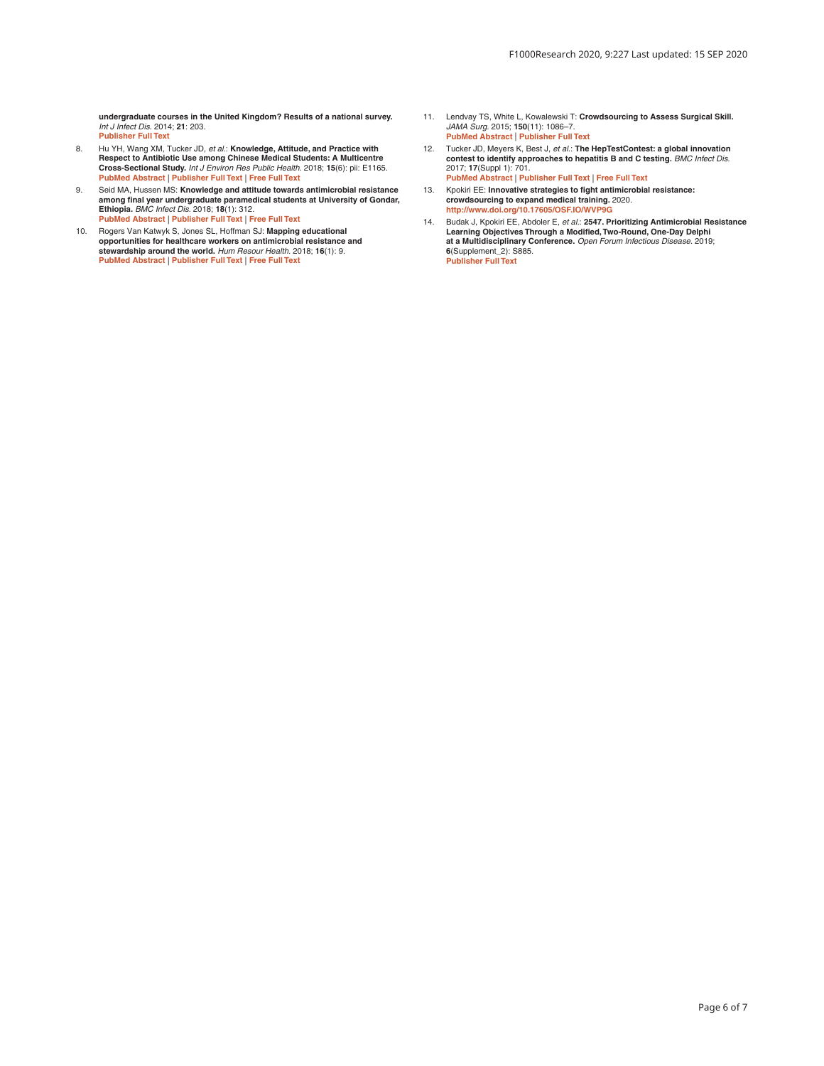undergraduate courses in the United Kingdom? Results of a national survey.** *Int J Infect Dis.* 2014; **21**: 203.
Publisher Full Text

8. Hu YH, Wang XM, Tucker JD, *et al.*: **Knowledge, Attitude, and Practice with Respect to Antibiotic Use among Chinese Medical Students: A Multicentre Cross-Sectional Study.** *Int J Environ Res Public Health.* 2018; **15**(6): pii: E1165.
PubMed Abstract | Publisher Full Text | Free Full Text

9. Seid MA, Hussen MS: **Knowledge and attitude towards antimicrobial resistance among final year undergraduate paramedical students at University of Gondar, Ethiopia.** *BMC Infect Dis.* 2018; **18**(1): 312.
PubMed Abstract | Publisher Full Text | Free Full Text

10. Rogers Van Katwyk S, Jones SL, Hoffman SJ: **Mapping educational opportunities for healthcare workers on antimicrobial resistance and stewardship around the world.** *Hum Resour Health.* 2018; **16**(1): 9.
PubMed Abstract | Publisher Full Text | Free Full Text

11. Lendvay TS, White L, Kowalewski T: **Crowdsourcing to Assess Surgical Skill.** *JAMA Surg.* 2015; **150**(11): 1086–7.
PubMed Abstract | Publisher Full Text

12. Tucker JD, Meyers K, Best J, *et al.*: **The HepTestContest: a global innovation contest to identify approaches to hepatitis B and C testing.** *BMC Infect Dis.* 2017; **17**(Suppl 1): 701.
PubMed Abstract | Publisher Full Text | Free Full Text

13. Kpokiri EE: **Innovative strategies to fight antimicrobial resistance: crowdsourcing to expand medical training.** 2020.
http://www.doi.org/10.17605/OSF.IO/WVP9G

14. Budak J, Kpokiri EE, Abdoler E, *et al.*: **2547. Prioritizing Antimicrobial Resistance Learning Objectives Through a Modified, Two-Round, One-Day Delphi at a Multidisciplinary Conference.** *Open Forum Infectious Disease.* 2019; **6**(Supplement_2): S885.
Publisher Full Text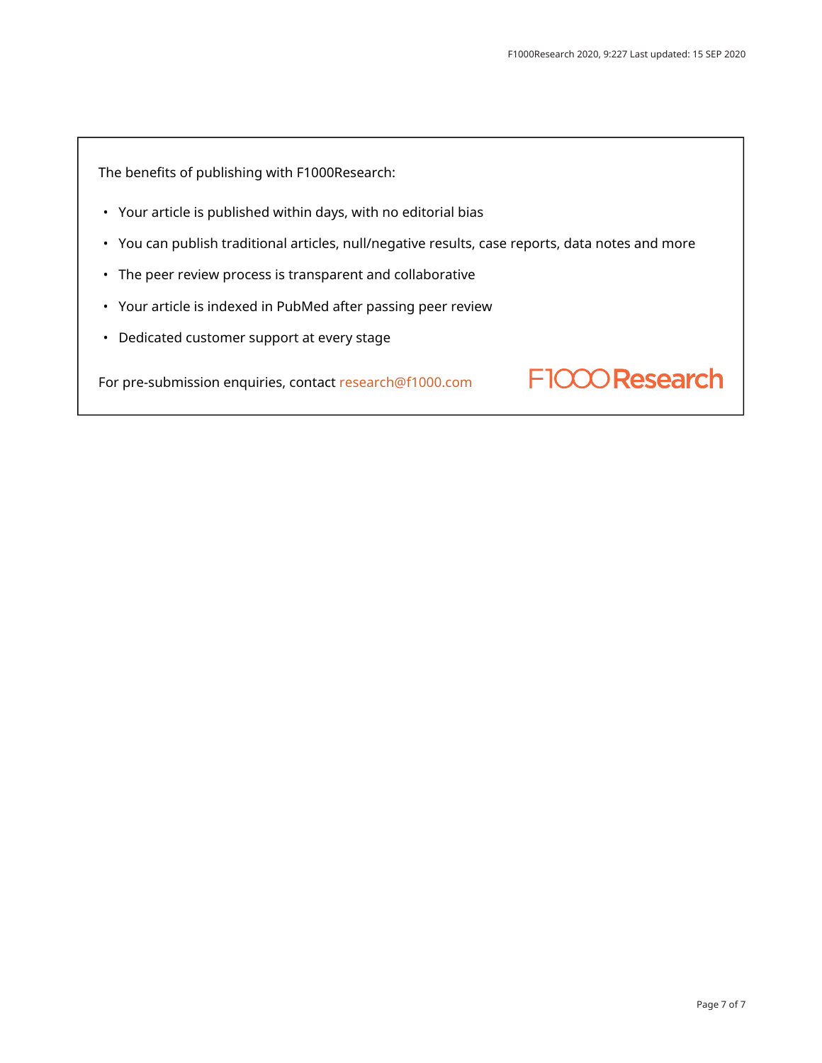The benefits of publishing with F1000Research:

- Your article is published within days, with no editorial bias
- You can publish traditional articles, null/negative results, case reports, data notes and more
- The peer review process is transparent and collaborative
- Your article is indexed in PubMed after passing peer review
- Dedicated customer support at every stage

For pre-submission enquiries, contact research@f1000.com

F1000Research